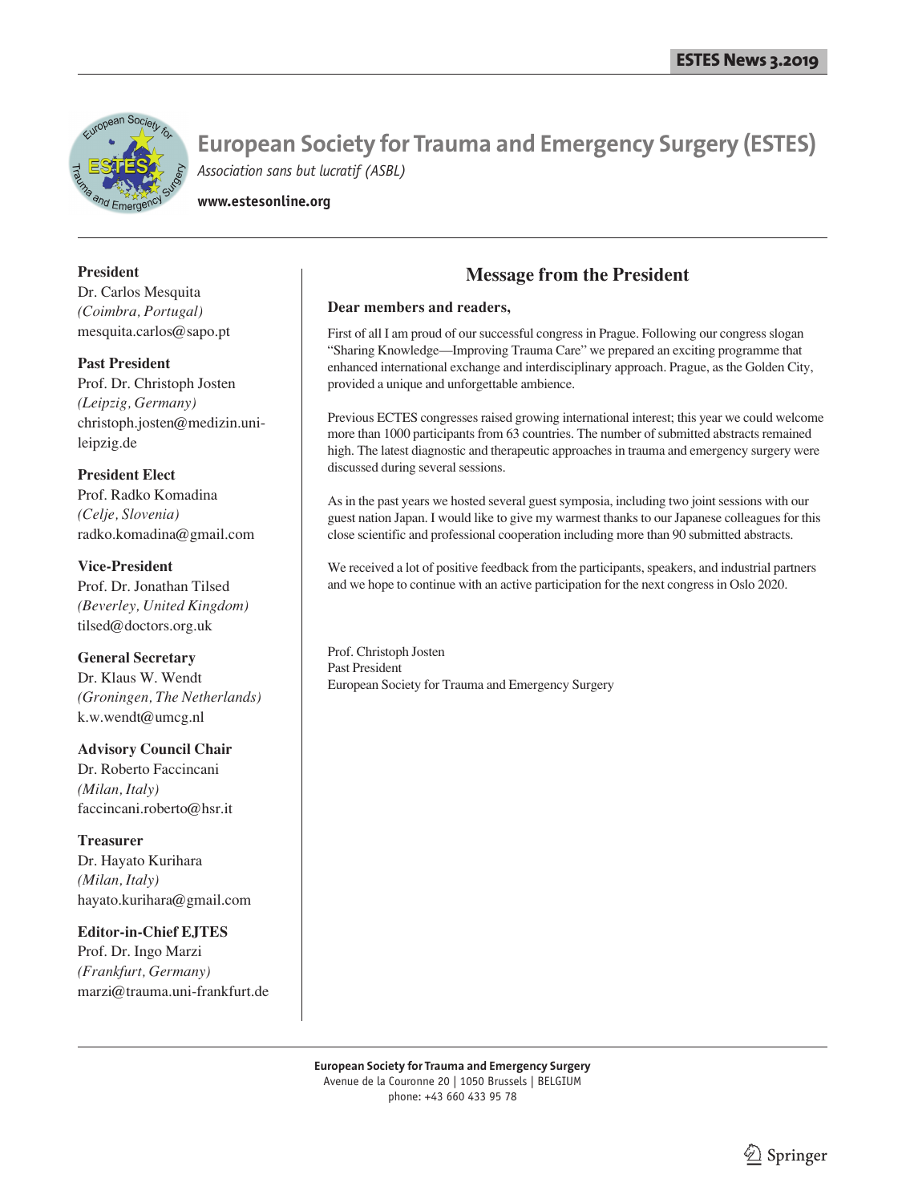# European Society for Trauma and Emergency Surgery (ESTES)

*Association sans but lucratif (ASBL)*

**www.estesonline.org**

**President**
Dr. Carlos Mesquita
*(Coimbra, Portugal)*
mesquita.carlos@sapo.pt

**Past President**
Prof. Dr. Christoph Josten
*(Leipzig, Germany)*
christoph.josten@medizin.uni-leipzig.de

**President Elect**
Prof. Radko Komadina
*(Celje, Slovenia)*
radko.komadina@gmail.com

**Vice-President**
Prof. Dr. Jonathan Tilsed
*(Beverley, United Kingdom)*
tilsed@doctors.org.uk

**General Secretary**
Dr. Klaus W. Wendt
*(Groningen, The Netherlands)*
k.w.wendt@umcg.nl

**Advisory Council Chair**
Dr. Roberto Faccincani
*(Milan, Italy)*
faccincani.roberto@hsr.it

**Treasurer**
Dr. Hayato Kurihara
*(Milan, Italy)*
hayato.kurihara@gmail.com

**Editor-in-Chief EJTES**
Prof. Dr. Ingo Marzi
*(Frankfurt, Germany)*
marzi@trauma.uni-frankfurt.de

## Message from the President

**Dear members and readers,**

First of all I am proud of our successful congress in Prague. Following our congress slogan "Sharing Knowledge—Improving Trauma Care" we prepared an exciting programme that enhanced international exchange and interdisciplinary approach. Prague, as the Golden City, provided a unique and unforgettable ambience.

Previous ECTES congresses raised growing international interest; this year we could welcome more than 1000 participants from 63 countries. The number of submitted abstracts remained high. The latest diagnostic and therapeutic approaches in trauma and emergency surgery were discussed during several sessions.

As in the past years we hosted several guest symposia, including two joint sessions with our guest nation Japan. I would like to give my warmest thanks to our Japanese colleagues for this close scientific and professional cooperation including more than 90 submitted abstracts.

We received a lot of positive feedback from the participants, speakers, and industrial partners and we hope to continue with an active participation for the next congress in Oslo 2020.

Prof. Christoph Josten
Past President
European Society for Trauma and Emergency Surgery

**European Society for Trauma and Emergency Surgery**
Avenue de la Couronne 20 | 1050 Brussels | BELGIUM
phone: +43 660 433 95 78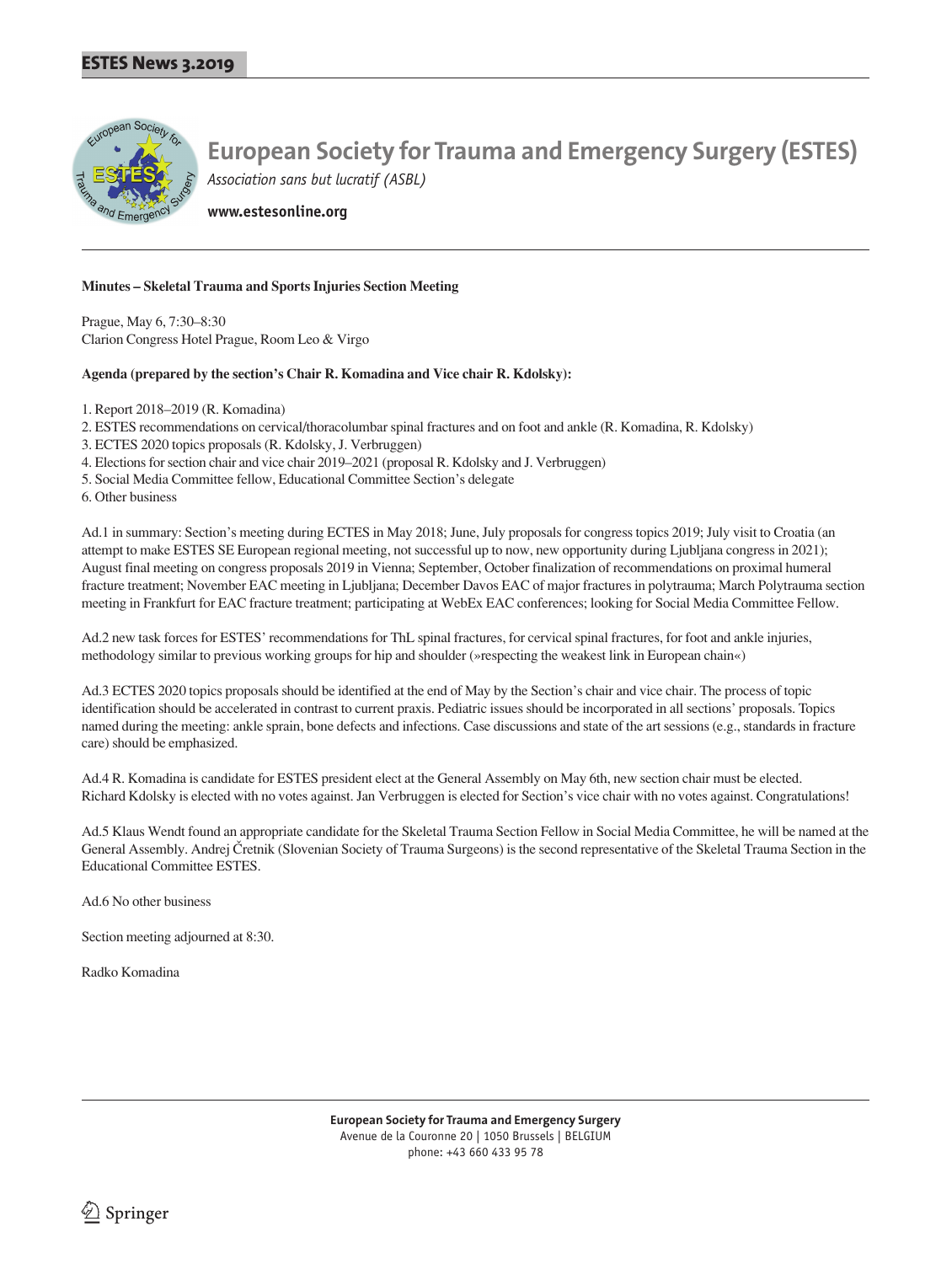# European Society for Trauma and Emergency Surgery (ESTES)

*Association sans but lucratif (ASBL)*

**www.estesonline.org**

**Minutes – Skeletal Trauma and Sports Injuries Section Meeting**

Prague, May 6, 7:30–8:30
Clarion Congress Hotel Prague, Room Leo & Virgo

**Agenda (prepared by the section's Chair R. Komadina and Vice chair R. Kdolsky):**

1. Report 2018–2019 (R. Komadina)
2. ESTES recommendations on cervical/thoracolumbar spinal fractures and on foot and ankle (R. Komadina, R. Kdolsky)
3. ECTES 2020 topics proposals (R. Kdolsky, J. Verbruggen)
4. Elections for section chair and vice chair 2019–2021 (proposal R. Kdolsky and J. Verbruggen)
5. Social Media Committee fellow, Educational Committee Section's delegate
6. Other business

Ad.1 in summary: Section's meeting during ECTES in May 2018; June, July proposals for congress topics 2019; July visit to Croatia (an attempt to make ESTES SE European regional meeting, not successful up to now, new opportunity during Ljubljana congress in 2021); August final meeting on congress proposals 2019 in Vienna; September, October finalization of recommendations on proximal humeral fracture treatment; November EAC meeting in Ljubljana; December Davos EAC of major fractures in polytrauma; March Polytrauma section meeting in Frankfurt for EAC fracture treatment; participating at WebEx EAC conferences; looking for Social Media Committee Fellow.

Ad.2 new task forces for ESTES' recommendations for ThL spinal fractures, for cervical spinal fractures, for foot and ankle injuries, methodology similar to previous working groups for hip and shoulder (»respecting the weakest link in European chain«)

Ad.3 ECTES 2020 topics proposals should be identified at the end of May by the Section's chair and vice chair. The process of topic identification should be accelerated in contrast to current praxis. Pediatric issues should be incorporated in all sections' proposals. Topics named during the meeting: ankle sprain, bone defects and infections. Case discussions and state of the art sessions (e.g., standards in fracture care) should be emphasized.

Ad.4 R. Komadina is candidate for ESTES president elect at the General Assembly on May 6th, new section chair must be elected. Richard Kdolsky is elected with no votes against. Jan Verbruggen is elected for Section's vice chair with no votes against. Congratulations!

Ad.5 Klaus Wendt found an appropriate candidate for the Skeletal Trauma Section Fellow in Social Media Committee, he will be named at the General Assembly. Andrej Čretnik (Slovenian Society of Trauma Surgeons) is the second representative of the Skeletal Trauma Section in the Educational Committee ESTES.

Ad.6 No other business

Section meeting adjourned at 8:30.

Radko Komadina

**European Society for Trauma and Emergency Surgery**
Avenue de la Couronne 20 | 1050 Brussels | BELGIUM
phone: +43 660 433 95 78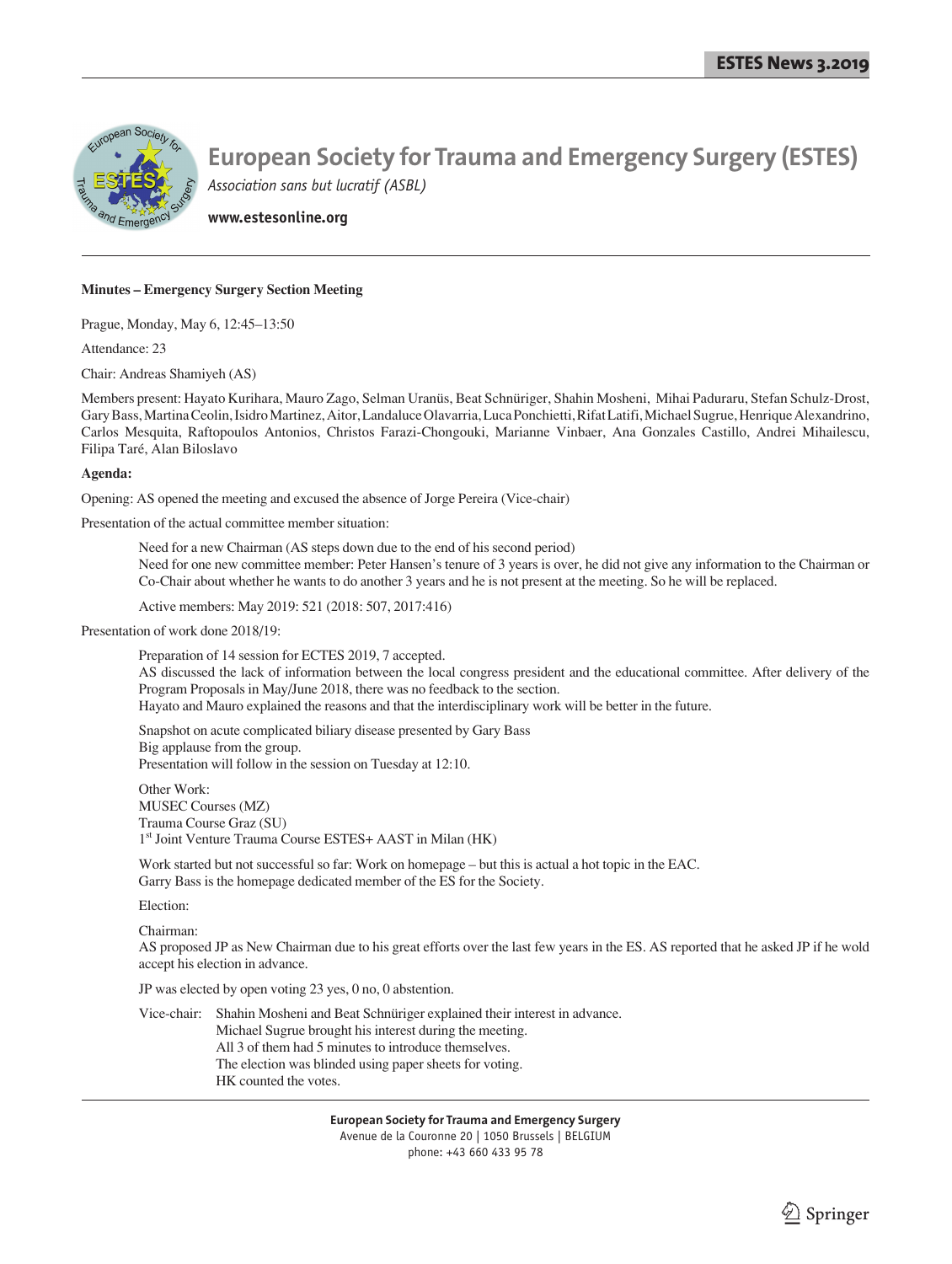# European Society for Trauma and Emergency Surgery (ESTES)

*Association sans but lucratif (ASBL)*

**www.estesonline.org**

**Minutes – Emergency Surgery Section Meeting**

Prague, Monday, May 6, 12:45–13:50

Attendance: 23

Chair: Andreas Shamiyeh (AS)

Members present: Hayato Kurihara, Mauro Zago, Selman Uranüs, Beat Schnüriger, Shahin Mosheni, Mihai Paduraru, Stefan Schulz-Drost, Gary Bass, Martina Ceolin, Isidro Martinez, Aitor, Landaluce Olavarria, Luca Ponchietti, Rifat Latifi, Michael Sugrue, Henrique Alexandrino, Carlos Mesquita, Raftopoulos Antonios, Christos Farazi-Chongouki, Marianne Vinbaer, Ana Gonzales Castillo, Andrei Mihailescu, Filipa Taré, Alan Biloslavo

**Agenda:**

Opening: AS opened the meeting and excused the absence of Jorge Pereira (Vice-chair)

Presentation of the actual committee member situation:

> Need for a new Chairman (AS steps down due to the end of his second period)
> Need for one new committee member: Peter Hansen's tenure of 3 years is over, he did not give any information to the Chairman or Co-Chair about whether he wants to do another 3 years and he is not present at the meeting. So he will be replaced.
>
> Active members: May 2019: 521 (2018: 507, 2017:416)

Presentation of work done 2018/19:

> Preparation of 14 session for ECTES 2019, 7 accepted.
> AS discussed the lack of information between the local congress president and the educational committee. After delivery of the Program Proposals in May/June 2018, there was no feedback to the section.
> Hayato and Mauro explained the reasons and that the interdisciplinary work will be better in the future.
>
> Snapshot on acute complicated biliary disease presented by Gary Bass
> Big applause from the group.
> Presentation will follow in the session on Tuesday at 12:10.
>
> Other Work:
> MUSEC Courses (MZ)
> Trauma Course Graz (SU)
> 1st Joint Venture Trauma Course ESTES+ AAST in Milan (HK)
>
> Work started but not successful so far: Work on homepage – but this is actual a hot topic in the EAC.
> Garry Bass is the homepage dedicated member of the ES for the Society.
>
> Election:
>
> Chairman:
> AS proposed JP as New Chairman due to his great efforts over the last few years in the ES. AS reported that he asked JP if he wold accept his election in advance.
>
> JP was elected by open voting 23 yes, 0 no, 0 abstention.
>
> Vice-chair: Shahin Mosheni and Beat Schnüriger explained their interest in advance.
> Michael Sugrue brought his interest during the meeting.
> All 3 of them had 5 minutes to introduce themselves.
> The election was blinded using paper sheets for voting.
> HK counted the votes.

**European Society for Trauma and Emergency Surgery**
Avenue de la Couronne 20 | 1050 Brussels | BELGIUM
phone: +43 660 433 95 78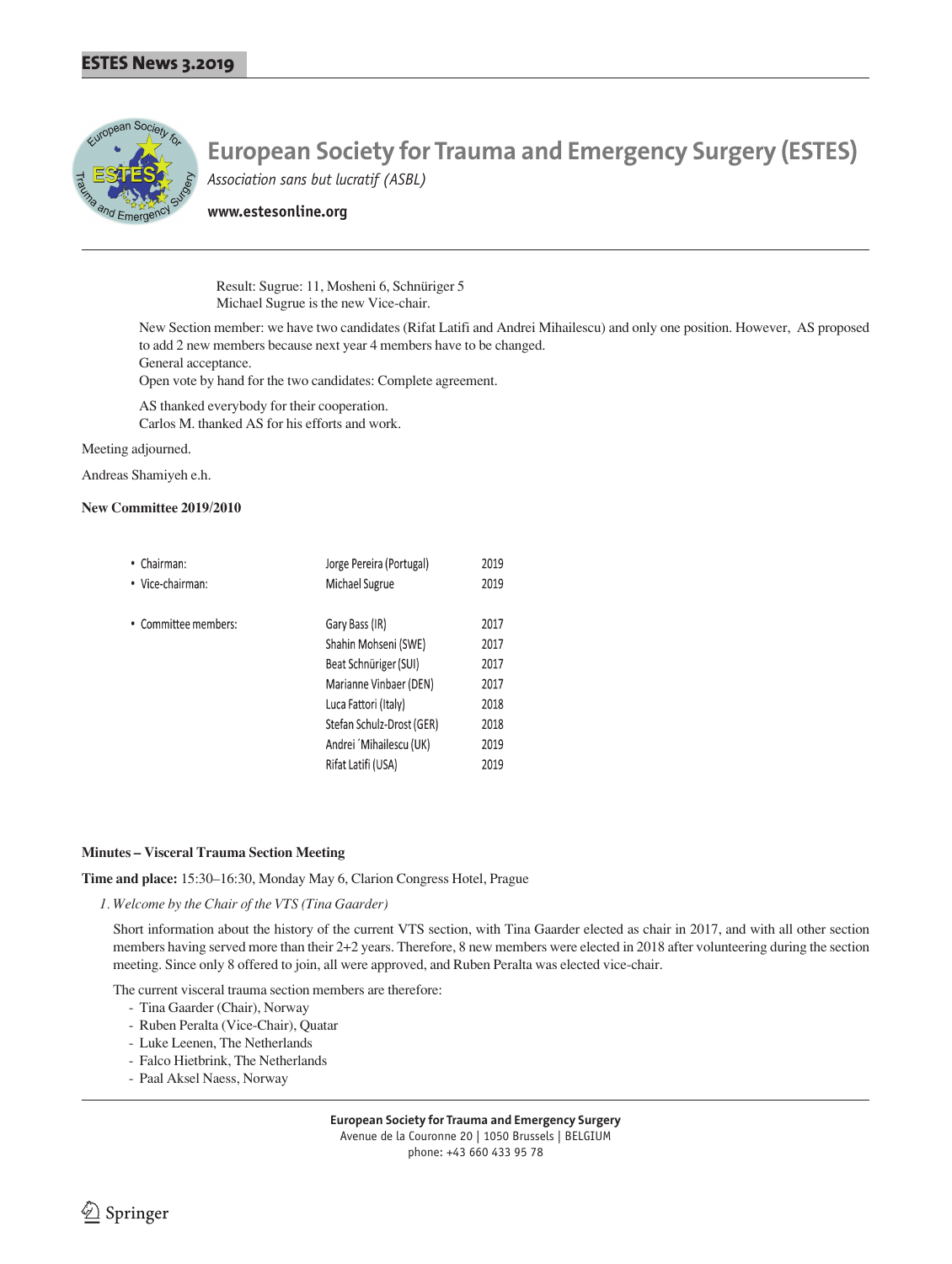Result: Sugrue: 11, Mosheni 6, Schnüriger 5
Michael Sugrue is the new Vice-chair.

New Section member: we have two candidates (Rifat Latifi and Andrei Mihailescu) and only one position. However, AS proposed to add 2 new members because next year 4 members have to be changed.
General acceptance.
Open vote by hand for the two candidates: Complete agreement.

AS thanked everybody for their cooperation.
Carlos M. thanked AS for his efforts and work.

Meeting adjourned.

Andreas Shamiyeh e.h.

**New Committee 2019/2010**

| | | |
|---|---|---|
| • Chairman: | Jorge Pereira (Portugal) | 2019 |
| • Vice-chairman: | Michael Sugrue | 2019 |
| • Committee members: | Gary Bass (IR) | 2017 |
| | Shahin Mohseni (SWE) | 2017 |
| | Beat Schnüriger (SUI) | 2017 |
| | Marianne Vinbaer (DEN) | 2017 |
| | Luca Fattori (Italy) | 2018 |
| | Stefan Schulz-Drost (GER) | 2018 |
| | Andrei ´Mihailescu (UK) | 2019 |
| | Rifat Latifi (USA) | 2019 |

**Minutes – Visceral Trauma Section Meeting**

**Time and place:** 15:30–16:30, Monday May 6, Clarion Congress Hotel, Prague

*1. Welcome by the Chair of the VTS (Tina Gaarder)*

Short information about the history of the current VTS section, with Tina Gaarder elected as chair in 2017, and with all other section members having served more than their 2+2 years. Therefore, 8 new members were elected in 2018 after volunteering during the section meeting. Since only 8 offered to join, all were approved, and Ruben Peralta was elected vice-chair.

The current visceral trauma section members are therefore:

- Tina Gaarder (Chair), Norway
- Ruben Peralta (Vice-Chair), Quatar
- Luke Leenen, The Netherlands
- Falco Hietbrink, The Netherlands
- Paal Aksel Naess, Norway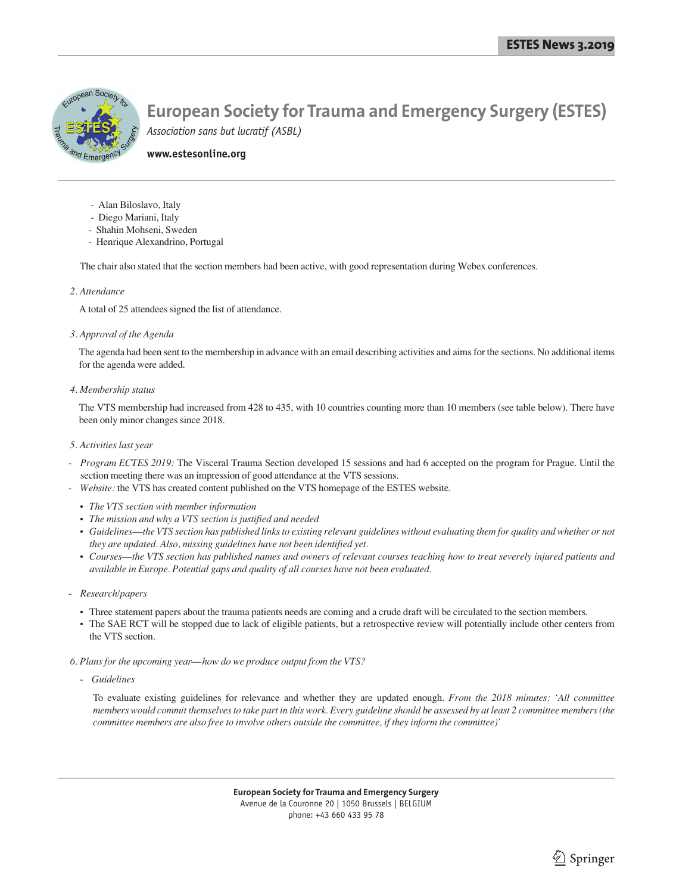- Alan Biloslavo, Italy
- Diego Mariani, Italy
- Shahin Mohseni, Sweden
- Henrique Alexandrino, Portugal

The chair also stated that the section members had been active, with good representation during Webex conferences.

*2. Attendance*

A total of 25 attendees signed the list of attendance.

*3. Approval of the Agenda*

The agenda had been sent to the membership in advance with an email describing activities and aims for the sections. No additional items for the agenda were added.

*4. Membership status*

The VTS membership had increased from 428 to 435, with 10 countries counting more than 10 members (see table below). There have been only minor changes since 2018.

*5. Activities last year*

- *Program ECTES 2019:* The Visceral Trauma Section developed 15 sessions and had 6 accepted on the program for Prague. Until the section meeting there was an impression of good attendance at the VTS sessions.
- *Website:* the VTS has created content published on the VTS homepage of the ESTES website.
  - *The VTS section with member information*
  - *The mission and why a VTS section is justified and needed*
  - *Guidelines—the VTS section has published links to existing relevant guidelines without evaluating them for quality and whether or not they are updated. Also, missing guidelines have not been identified yet.*
  - *Courses—the VTS section has published names and owners of relevant courses teaching how to treat severely injured patients and available in Europe. Potential gaps and quality of all courses have not been evaluated.*
- *Research/papers*
  - Three statement papers about the trauma patients needs are coming and a crude draft will be circulated to the section members.
  - The SAE RCT will be stopped due to lack of eligible patients, but a retrospective review will potentially include other centers from the VTS section.

*6. Plans for the upcoming year—how do we produce output from the VTS?*

- *Guidelines*

  To evaluate existing guidelines for relevance and whether they are updated enough. *From the 2018 minutes: 'All committee members would commit themselves to take part in this work. Every guideline should be assessed by at least 2 committee members (the committee members are also free to involve others outside the committee, if they inform the committee)'*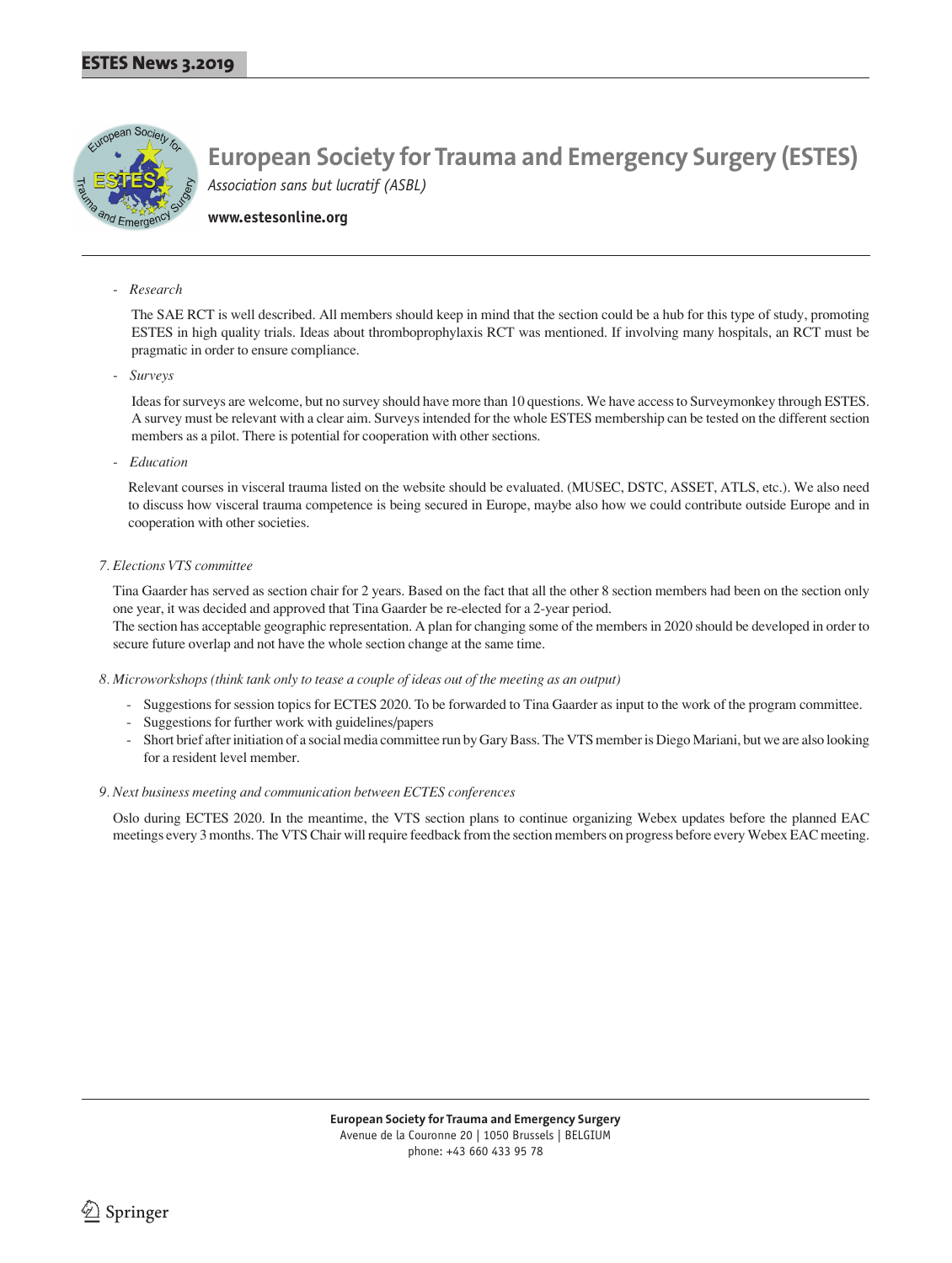# European Society for Trauma and Emergency Surgery (ESTES)

*Association sans but lucratif (ASBL)*

**www.estesonline.org**

- *Research*

  The SAE RCT is well described. All members should keep in mind that the section could be a hub for this type of study, promoting ESTES in high quality trials. Ideas about thromboprophylaxis RCT was mentioned. If involving many hospitals, an RCT must be pragmatic in order to ensure compliance.

- *Surveys*

  Ideas for surveys are welcome, but no survey should have more than 10 questions. We have access to Surveymonkey through ESTES. A survey must be relevant with a clear aim. Surveys intended for the whole ESTES membership can be tested on the different section members as a pilot. There is potential for cooperation with other sections.

- *Education*

  Relevant courses in visceral trauma listed on the website should be evaluated. (MUSEC, DSTC, ASSET, ATLS, etc.). We also need to discuss how visceral trauma competence is being secured in Europe, maybe also how we could contribute outside Europe and in cooperation with other societies.

*7. Elections VTS committee*

Tina Gaarder has served as section chair for 2 years. Based on the fact that all the other 8 section members had been on the section only one year, it was decided and approved that Tina Gaarder be re-elected for a 2-year period.
The section has acceptable geographic representation. A plan for changing some of the members in 2020 should be developed in order to secure future overlap and not have the whole section change at the same time.

*8. Microworkshops (think tank only to tease a couple of ideas out of the meeting as an output)*

- Suggestions for session topics for ECTES 2020. To be forwarded to Tina Gaarder as input to the work of the program committee.
- Suggestions for further work with guidelines/papers
- Short brief after initiation of a social media committee run by Gary Bass. The VTS member is Diego Mariani, but we are also looking for a resident level member.

*9. Next business meeting and communication between ECTES conferences*

Oslo during ECTES 2020. In the meantime, the VTS section plans to continue organizing Webex updates before the planned EAC meetings every 3 months. The VTS Chair will require feedback from the section members on progress before every Webex EAC meeting.

**European Society for Trauma and Emergency Surgery**
Avenue de la Couronne 20 | 1050 Brussels | BELGIUM
phone: +43 660 433 95 78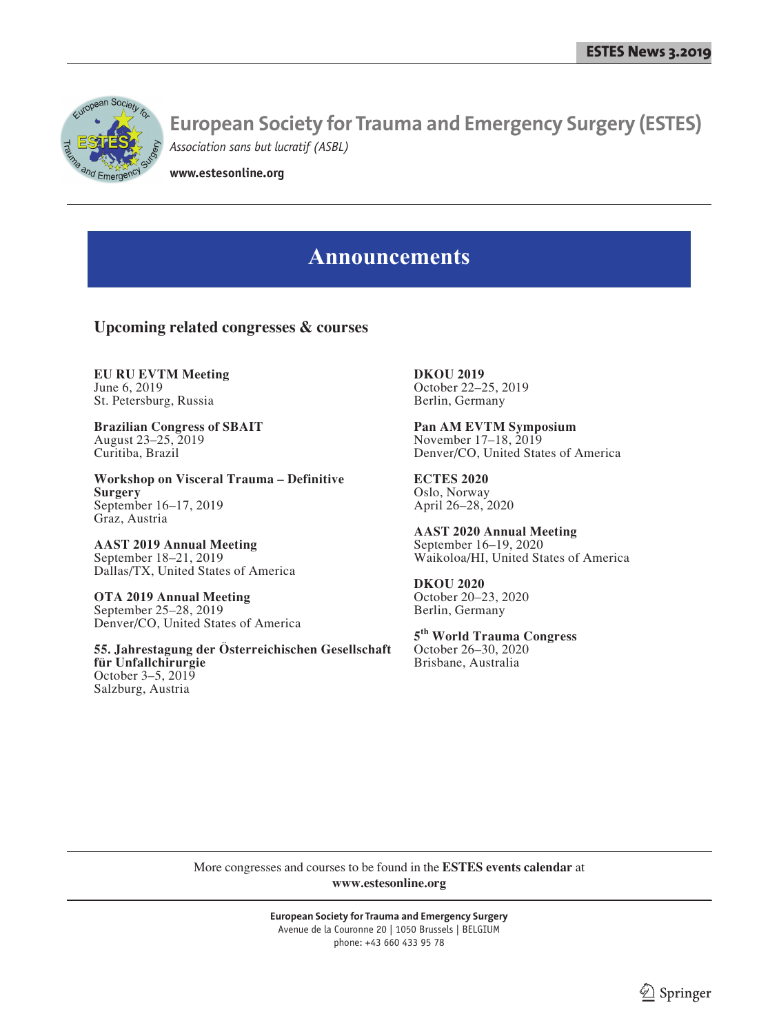# European Society for Trauma and Emergency Surgery (ESTES)

*Association sans but lucratif (ASBL)*

**www.estesonline.org**

## Announcements

### Upcoming related congresses & courses

**EU RU EVTM Meeting**
June 6, 2019
St. Petersburg, Russia

**Brazilian Congress of SBAIT**
August 23–25, 2019
Curitiba, Brazil

**Workshop on Visceral Trauma – Definitive Surgery**
September 16–17, 2019
Graz, Austria

**AAST 2019 Annual Meeting**
September 18–21, 2019
Dallas/TX, United States of America

**OTA 2019 Annual Meeting**
September 25–28, 2019
Denver/CO, United States of America

**55. Jahrestagung der Österreichischen Gesellschaft für Unfallchirurgie**
October 3–5, 2019
Salzburg, Austria

**DKOU 2019**
October 22–25, 2019
Berlin, Germany

**Pan AM EVTM Symposium**
November 17–18, 2019
Denver/CO, United States of America

**ECTES 2020**
Oslo, Norway
April 26–28, 2020

**AAST 2020 Annual Meeting**
September 16–19, 2020
Waikoloa/HI, United States of America

**DKOU 2020**
October 20–23, 2020
Berlin, Germany

**5th World Trauma Congress**
October 26–30, 2020
Brisbane, Australia

More congresses and courses to be found in the **ESTES events calendar** at **www.estesonline.org**

**European Society for Trauma and Emergency Surgery**
Avenue de la Couronne 20 | 1050 Brussels | BELGIUM
phone: +43 660 433 95 78